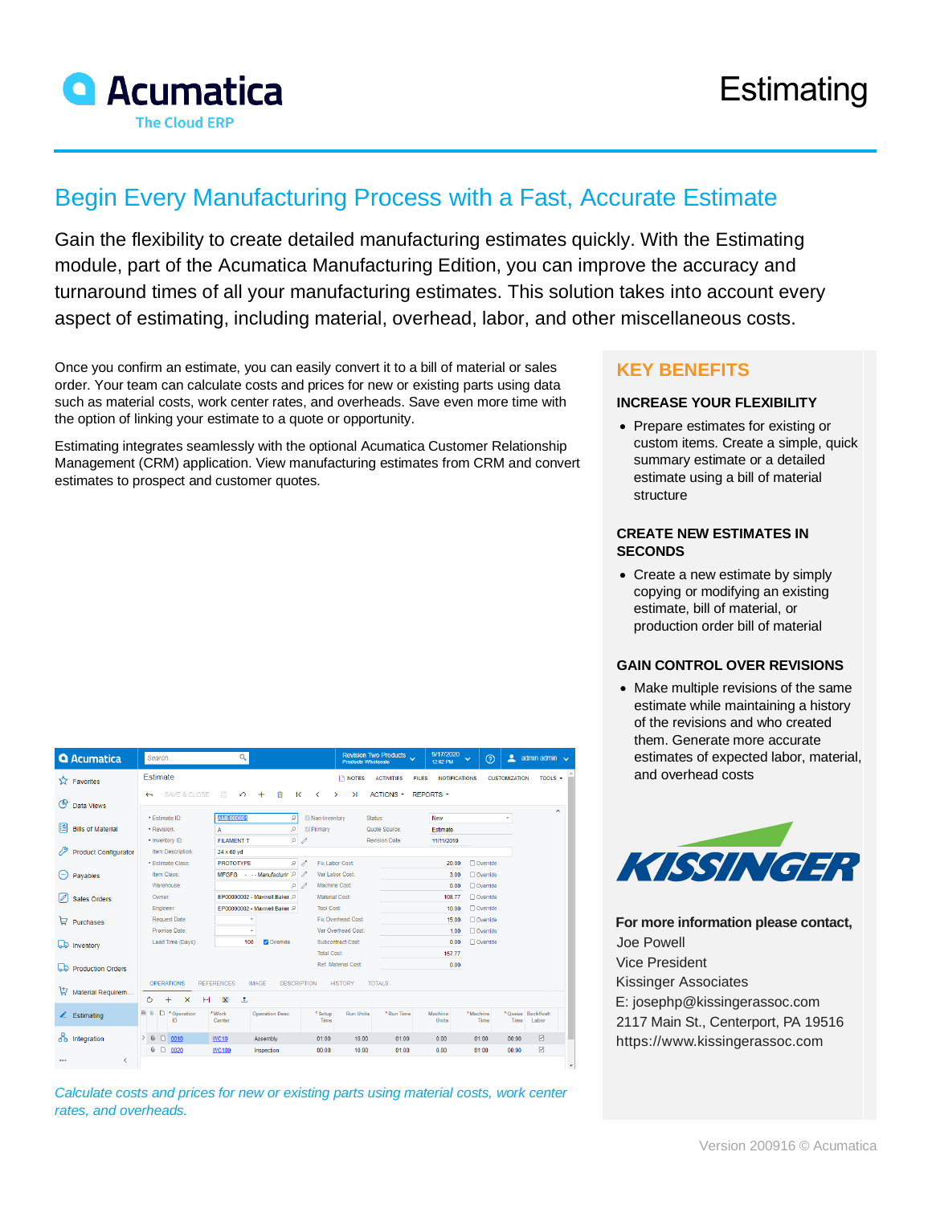Acumatica
The Cloud ERP

# Estimating

## Begin Every Manufacturing Process with a Fast, Accurate Estimate

Gain the flexibility to create detailed manufacturing estimates quickly. With the Estimating module, part of the Acumatica Manufacturing Edition, you can improve the accuracy and turnaround times of all your manufacturing estimates. This solution takes into account every aspect of estimating, including material, overhead, labor, and other miscellaneous costs.

Once you confirm an estimate, you can easily convert it to a bill of material or sales order. Your team can calculate costs and prices for new or existing parts using data such as material costs, work center rates, and overheads. Save even more time with the option of linking your estimate to a quote or opportunity.

Estimating integrates seamlessly with the optional Acumatica Customer Relationship Management (CRM) application. View manufacturing estimates from CRM and convert estimates to prospect and customer quotes.

*Calculate costs and prices for new or existing parts using material costs, work center rates, and overheads.*

## KEY BENEFITS

### INCREASE YOUR FLEXIBILITY

- Prepare estimates for existing or custom items. Create a simple, quick summary estimate or a detailed estimate using a bill of material structure

### CREATE NEW ESTIMATES IN SECONDS

- Create a new estimate by simply copying or modifying an existing estimate, bill of material, or production order bill of material

### GAIN CONTROL OVER REVISIONS

- Make multiple revisions of the same estimate while maintaining a history of the revisions and who created them. Generate more accurate estimates of expected labor, material, and overhead costs

KISSINGER

**For more information please contact,**
Joe Powell
Vice President
Kissinger Associates
E: josephp@kissingerassoc.com
2117 Main St., Centerport, PA 19516
https://www.kissingerassoc.com

Version 200916 © Acumatica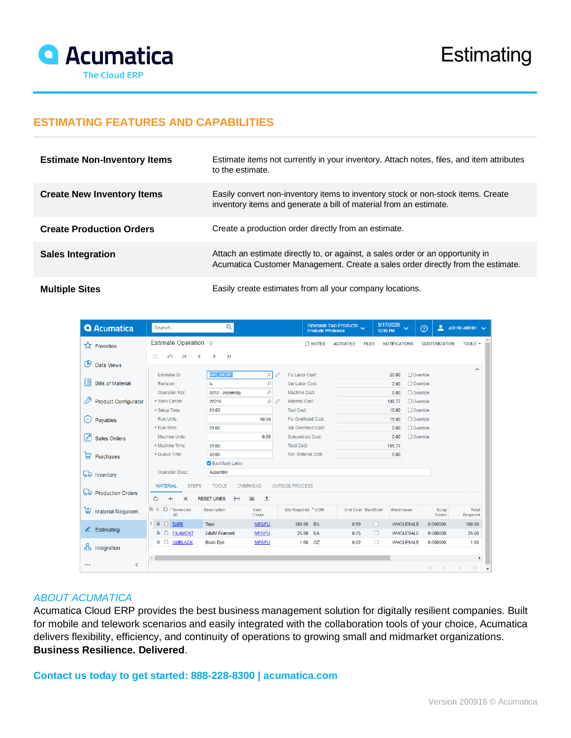# Acumatica

The Cloud ERP

# Estimating

## ESTIMATING FEATURES AND CAPABILITIES

| | |
|---|---|
| **Estimate Non-Inventory Items** | Estimate items not currently in your inventory. Attach notes, files, and item attributes to the estimate. |
| **Create New Inventory Items** | Easily convert non-inventory items to inventory stock or non-stock items. Create inventory items and generate a bill of material from an estimate. |
| **Create Production Orders** | Create a production order directly from an estimate. |
| **Sales Integration** | Attach an estimate directly to, or against, a sales order or an opportunity in Acumatica Customer Management. Create a sales order directly from the estimate. |
| **Multiple Sites** | Easily create estimates from all your company locations. |

*ABOUT ACUMATICA*

Acumatica Cloud ERP provides the best business management solution for digitally resilient companies. Built for mobile and telework scenarios and easily integrated with the collaboration tools of your choice, Acumatica delivers flexibility, efficiency, and continuity of operations to growing small and midmarket organizations. **Business Resilience. Delivered**.

**Contact us today to get started: 888-228-8300 | acumatica.com**

Version 200916 © Acumatica